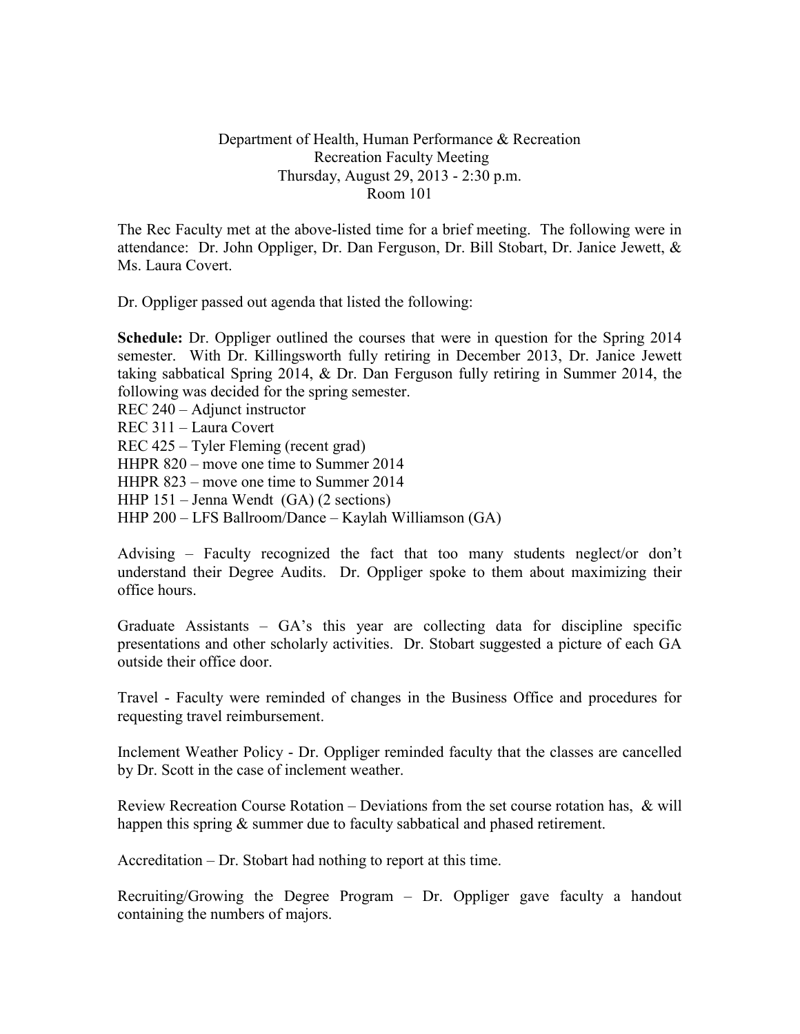Department of Health, Human Performance & Recreation  
Recreation Faculty Meeting  
Thursday, August 29, 2013 - 2:30 p.m.  
Room 101

The Rec Faculty met at the above-listed time for a brief meeting. The following were in attendance: Dr. John Oppliger, Dr. Dan Ferguson, Dr. Bill Stobart, Dr. Janice Jewett, & Ms. Laura Covert.

Dr. Oppliger passed out agenda that listed the following:

**Schedule:** Dr. Oppliger outlined the courses that were in question for the Spring 2014 semester. With Dr. Killingsworth fully retiring in December 2013, Dr. Janice Jewett taking sabbatical Spring 2014, & Dr. Dan Ferguson fully retiring in Summer 2014, the following was decided for the spring semester.

REC 240 – Adjunct instructor  
REC 311 – Laura Covert  
REC 425 – Tyler Fleming (recent grad)  
HHPR 820 – move one time to Summer 2014  
HHPR 823 – move one time to Summer 2014  
HHP 151 – Jenna Wendt (GA) (2 sections)  
HHP 200 – LFS Ballroom/Dance – Kaylah Williamson (GA)

Advising – Faculty recognized the fact that too many students neglect/or don't understand their Degree Audits. Dr. Oppliger spoke to them about maximizing their office hours.

Graduate Assistants – GA's this year are collecting data for discipline specific presentations and other scholarly activities. Dr. Stobart suggested a picture of each GA outside their office door.

Travel - Faculty were reminded of changes in the Business Office and procedures for requesting travel reimbursement.

Inclement Weather Policy - Dr. Oppliger reminded faculty that the classes are cancelled by Dr. Scott in the case of inclement weather.

Review Recreation Course Rotation – Deviations from the set course rotation has, & will happen this spring & summer due to faculty sabbatical and phased retirement.

Accreditation – Dr. Stobart had nothing to report at this time.

Recruiting/Growing the Degree Program – Dr. Oppliger gave faculty a handout containing the numbers of majors.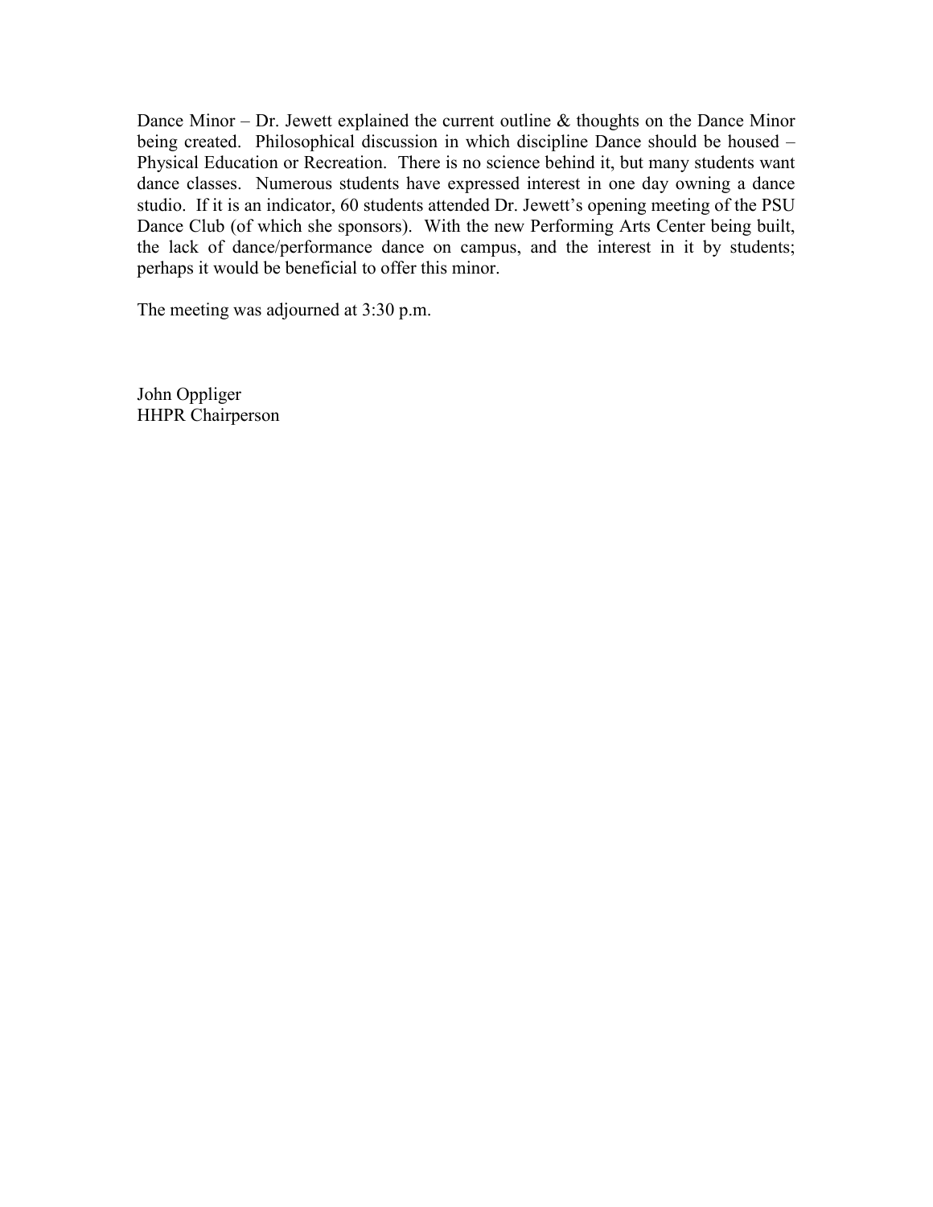Dance Minor – Dr. Jewett explained the current outline & thoughts on the Dance Minor being created. Philosophical discussion in which discipline Dance should be housed – Physical Education or Recreation. There is no science behind it, but many students want dance classes. Numerous students have expressed interest in one day owning a dance studio. If it is an indicator, 60 students attended Dr. Jewett's opening meeting of the PSU Dance Club (of which she sponsors). With the new Performing Arts Center being built, the lack of dance/performance dance on campus, and the interest in it by students; perhaps it would be beneficial to offer this minor.

The meeting was adjourned at 3:30 p.m.

John Oppliger  
HHPR Chairperson